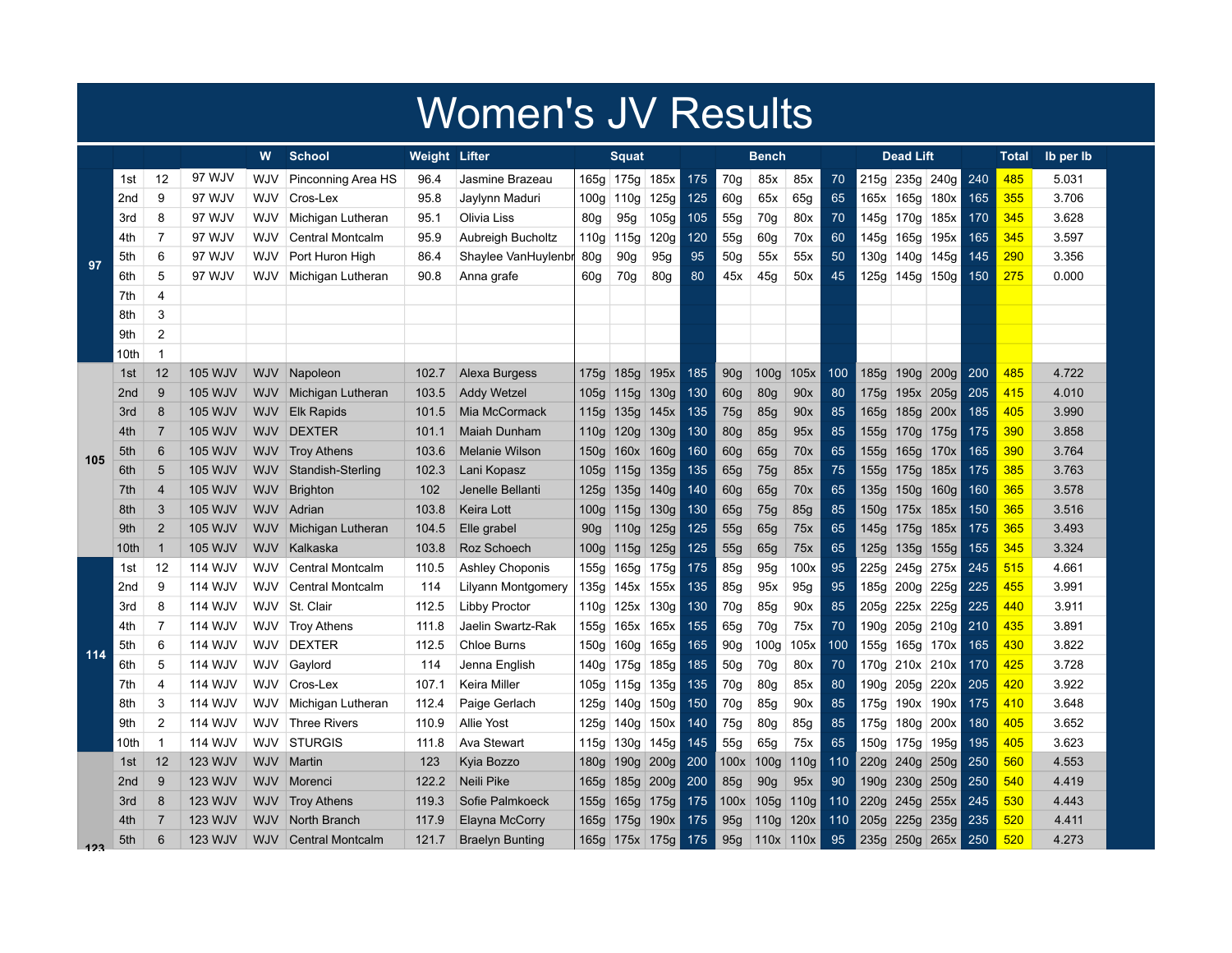# Women's JV Results

| | | | | W | School | Weight | Lifter | Squat | | | | Bench | | | | Dead Lift | | | | Total | lb per lb |
|---|---|---|---|---|---|---|---|---|---|---|---|---|---|---|---|---|---|---|---|---|---|
| 97 | 1st | 12 | 97 WJV | WJV | Pinconning Area HS | 96.4 | Jasmine Brazeau | 165g | 175g | 185x | 175 | 70g | 85x | 85x | 70 | 215g | 235g | 240g | 240 | 485 | 5.031 |
| | 2nd | 9 | 97 WJV | WJV | Cros-Lex | 95.8 | Jaylynn Maduri | 100g | 110g | 125g | 125 | 60g | 65x | 65g | 65 | 165x | 165g | 180x | 165 | 355 | 3.706 |
| | 3rd | 8 | 97 WJV | WJV | Michigan Lutheran | 95.1 | Olivia Liss | 80g | 95g | 105g | 105 | 55g | 70g | 80x | 70 | 145g | 170g | 185x | 170 | 345 | 3.628 |
| | 4th | 7 | 97 WJV | WJV | Central Montcalm | 95.9 | Aubreigh Bucholtz | 110g | 115g | 120g | 120 | 55g | 60g | 70x | 60 | 145g | 165g | 195x | 165 | 345 | 3.597 |
| | 5th | 6 | 97 WJV | WJV | Port Huron High | 86.4 | Shaylee VanHuylenbr | 80g | 90g | 95g | 95 | 50g | 55x | 55x | 50 | 130g | 140g | 145g | 145 | 290 | 3.356 |
| | 6th | 5 | 97 WJV | WJV | Michigan Lutheran | 90.8 | Anna grafe | 60g | 70g | 80g | 80 | 45x | 45g | 50x | 45 | 125g | 145g | 150g | 150 | 275 | 0.000 |
| | 7th | 4 | | | | | | | | | | | | | | | | | | | |
| | 8th | 3 | | | | | | | | | | | | | | | | | | | |
| | 9th | 2 | | | | | | | | | | | | | | | | | | | |
| | 10th | 1 | | | | | | | | | | | | | | | | | | | |
| 105 | 1st | 12 | 105 WJV | WJV | Napoleon | 102.7 | Alexa Burgess | 175g | 185g | 195x | 185 | 90g | 100g | 105x | 100 | 185g | 190g | 200g | 200 | 485 | 4.722 |
| | 2nd | 9 | 105 WJV | WJV | Michigan Lutheran | 103.5 | Addy Wetzel | 105g | 115g | 130g | 130 | 60g | 80g | 90x | 80 | 175g | 195x | 205g | 205 | 415 | 4.010 |
| | 3rd | 8 | 105 WJV | WJV | Elk Rapids | 101.5 | Mia McCormack | 115g | 135g | 145x | 135 | 75g | 85g | 90x | 85 | 165g | 185g | 200x | 185 | 405 | 3.990 |
| | 4th | 7 | 105 WJV | WJV | DEXTER | 101.1 | Maiah Dunham | 110g | 120g | 130g | 130 | 80g | 85g | 95x | 85 | 155g | 170g | 175g | 175 | 390 | 3.858 |
| | 5th | 6 | 105 WJV | WJV | Troy Athens | 103.6 | Melanie Wilson | 150g | 160x | 160g | 160 | 60g | 65g | 70x | 65 | 155g | 165g | 170x | 165 | 390 | 3.764 |
| | 6th | 5 | 105 WJV | WJV | Standish-Sterling | 102.3 | Lani Kopasz | 105g | 115g | 135g | 135 | 65g | 75g | 85x | 75 | 155g | 175g | 185x | 175 | 385 | 3.763 |
| | 7th | 4 | 105 WJV | WJV | Brighton | 102 | Jenelle Bellanti | 125g | 135g | 140g | 140 | 60g | 65g | 70x | 65 | 135g | 150g | 160g | 160 | 365 | 3.578 |
| | 8th | 3 | 105 WJV | WJV | Adrian | 103.8 | Keira Lott | 100g | 115g | 130g | 130 | 65g | 75g | 85g | 85 | 150g | 175x | 185x | 150 | 365 | 3.516 |
| | 9th | 2 | 105 WJV | WJV | Michigan Lutheran | 104.5 | Elle grabel | 90g | 110g | 125g | 125 | 55g | 65g | 75x | 65 | 145g | 175g | 185x | 175 | 365 | 3.493 |
| | 10th | 1 | 105 WJV | WJV | Kalkaska | 103.8 | Roz Schoech | 100g | 115g | 125g | 125 | 55g | 65g | 75x | 65 | 125g | 135g | 155g | 155 | 345 | 3.324 |
| 114 | 1st | 12 | 114 WJV | WJV | Central Montcalm | 110.5 | Ashley Choponis | 155g | 165g | 175g | 175 | 85g | 95g | 100x | 95 | 225g | 245g | 275x | 245 | 515 | 4.661 |
| | 2nd | 9 | 114 WJV | WJV | Central Montcalm | 114 | Lilyann Montgomery | 135g | 145x | 155x | 135 | 85g | 95x | 95g | 95 | 185g | 200g | 225g | 225 | 455 | 3.991 |
| | 3rd | 8 | 114 WJV | WJV | St. Clair | 112.5 | Libby Proctor | 110g | 125x | 130g | 130 | 70g | 85g | 90x | 85 | 205g | 225x | 225g | 225 | 440 | 3.911 |
| | 4th | 7 | 114 WJV | WJV | Troy Athens | 111.8 | Jaelin Swartz-Rak | 155g | 165x | 165x | 155 | 65g | 70g | 75x | 70 | 190g | 205g | 210g | 210 | 435 | 3.891 |
| | 5th | 6 | 114 WJV | WJV | DEXTER | 112.5 | Chloe Burns | 150g | 160g | 165g | 165 | 90g | 100g | 105x | 100 | 155g | 165g | 170x | 165 | 430 | 3.822 |
| | 6th | 5 | 114 WJV | WJV | Gaylord | 114 | Jenna English | 140g | 175g | 185g | 185 | 50g | 70g | 80x | 70 | 170g | 210x | 210x | 170 | 425 | 3.728 |
| | 7th | 4 | 114 WJV | WJV | Cros-Lex | 107.1 | Keira Miller | 105g | 115g | 135g | 135 | 70g | 80g | 85x | 80 | 190g | 205g | 220x | 205 | 420 | 3.922 |
| | 8th | 3 | 114 WJV | WJV | Michigan Lutheran | 112.4 | Paige Gerlach | 125g | 140g | 150g | 150 | 70g | 85g | 90x | 85 | 175g | 190x | 190x | 175 | 410 | 3.648 |
| | 9th | 2 | 114 WJV | WJV | Three Rivers | 110.9 | Allie Yost | 125g | 140g | 150x | 140 | 75g | 80g | 85g | 85 | 175g | 180g | 200x | 180 | 405 | 3.652 |
| | 10th | 1 | 114 WJV | WJV | STURGIS | 111.8 | Ava Stewart | 115g | 130g | 145g | 145 | 55g | 65g | 75x | 65 | 150g | 175g | 195g | 195 | 405 | 3.623 |
| 123 | 1st | 12 | 123 WJV | WJV | Martin | 123 | Kyia Bozzo | 180g | 190g | 200g | 200 | 100x | 100g | 110g | 110 | 220g | 240g | 250g | 250 | 560 | 4.553 |
| | 2nd | 9 | 123 WJV | WJV | Morenci | 122.2 | Neili Pike | 165g | 185g | 200g | 200 | 85g | 90g | 95x | 90 | 190g | 230g | 250g | 250 | 540 | 4.419 |
| | 3rd | 8 | 123 WJV | WJV | Troy Athens | 119.3 | Sofie Palmkoeck | 155g | 165g | 175g | 175 | 100x | 105g | 110g | 110 | 220g | 245g | 255x | 245 | 530 | 4.443 |
| | 4th | 7 | 123 WJV | WJV | North Branch | 117.9 | Elayna McCorry | 165g | 175g | 190x | 175 | 95g | 110g | 120x | 110 | 205g | 225g | 235g | 235 | 520 | 4.411 |
| | 5th | 6 | 123 WJV | WJV | Central Montcalm | 121.7 | Braelyn Bunting | 165g | 175x | 175g | 175 | 95g | 110x | 110x | 95 | 235g | 250g | 265x | 250 | 520 | 4.273 |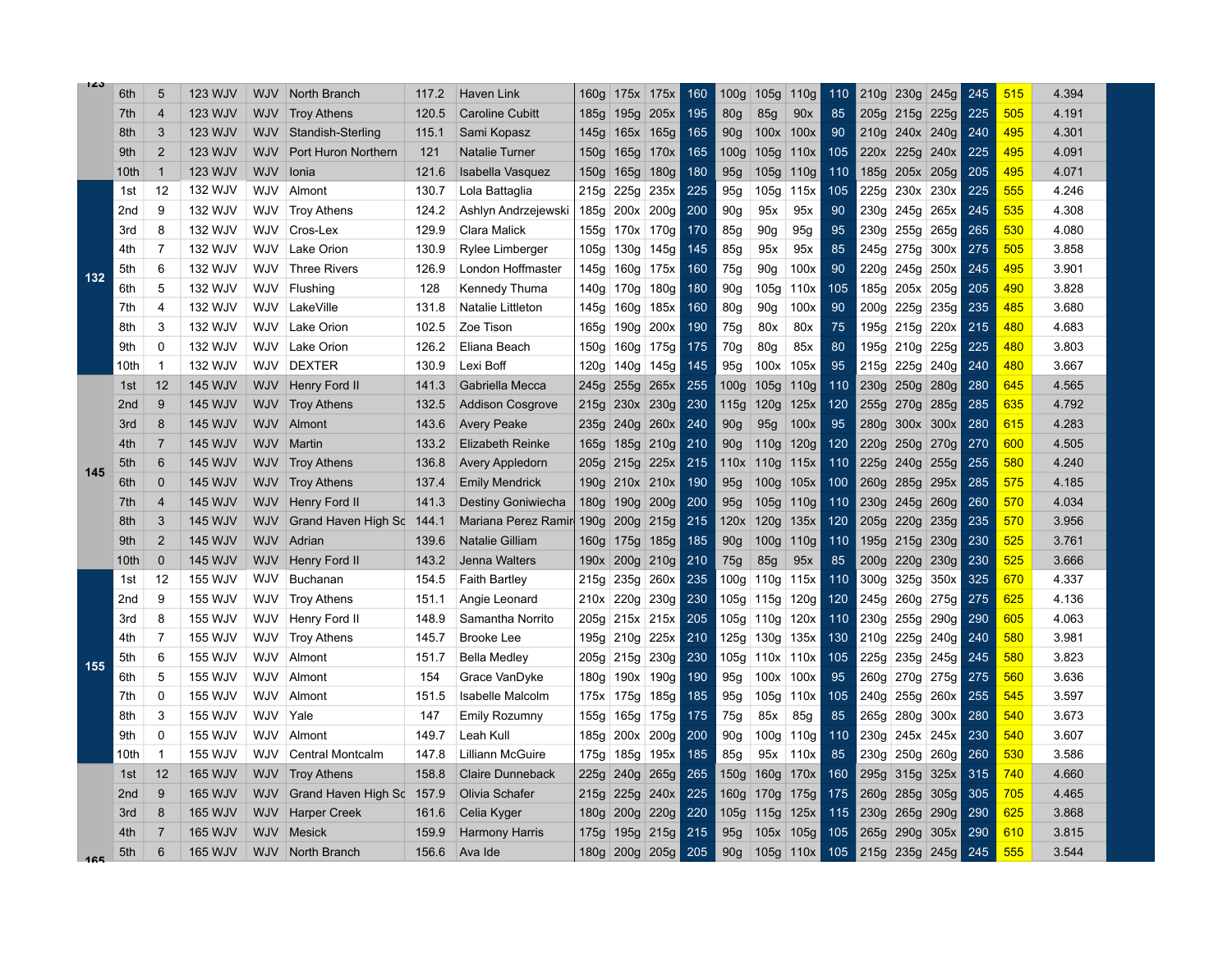| Class | Place | Pts | Division | Div | Team | BW | Name | SQ1 | SQ2 | SQ3 | Best SQ | BP1 | BP2 | BP3 | Best BP | DL1 | DL2 | DL3 | Best DL | Total | Score |
|---|---|---|---|---|---|---|---|---|---|---|---|---|---|---|---|---|---|---|---|---|---|
| 123 | 6th | 5 | 123 WJV | WJV | North Branch | 117.2 | Haven Link | 160g | 175x | 175x | 160 | 100g | 105g | 110g | 110 | 210g | 230g | 245g | 245 | 515 | 4.394 |
| | 7th | 4 | 123 WJV | WJV | Troy Athens | 120.5 | Caroline Cubitt | 185g | 195g | 205x | 195 | 80g | 85g | 90x | 85 | 205g | 215g | 225g | 225 | 505 | 4.191 |
| | 8th | 3 | 123 WJV | WJV | Standish-Sterling | 115.1 | Sami Kopasz | 145g | 165x | 165g | 165 | 90g | 100x | 100x | 90 | 210g | 240x | 240g | 240 | 495 | 4.301 |
| | 9th | 2 | 123 WJV | WJV | Port Huron Northern | 121 | Natalie Turner | 150g | 165g | 170x | 165 | 100g | 105g | 110x | 105 | 220x | 225g | 240x | 225 | 495 | 4.091 |
| | 10th | 1 | 123 WJV | WJV | Ionia | 121.6 | Isabella Vasquez | 150g | 165g | 180g | 180 | 95g | 105g | 110g | 110 | 185g | 205x | 205g | 205 | 495 | 4.071 |
| 132 | 1st | 12 | 132 WJV | WJV | Almont | 130.7 | Lola Battaglia | 215g | 225g | 235x | 225 | 95g | 105g | 115x | 105 | 225g | 230x | 230x | 225 | 555 | 4.246 |
| | 2nd | 9 | 132 WJV | WJV | Troy Athens | 124.2 | Ashlyn Andrzejewski | 185g | 200x | 200g | 200 | 90g | 95x | 95x | 90 | 230g | 245g | 265x | 245 | 535 | 4.308 |
| | 3rd | 8 | 132 WJV | WJV | Cros-Lex | 129.9 | Clara Malick | 155g | 170x | 170g | 170 | 85g | 90g | 95g | 95 | 230g | 255g | 265g | 265 | 530 | 4.080 |
| | 4th | 7 | 132 WJV | WJV | Lake Orion | 130.9 | Rylee Limberger | 105g | 130g | 145g | 145 | 85g | 95x | 95x | 85 | 245g | 275g | 300x | 275 | 505 | 3.858 |
| | 5th | 6 | 132 WJV | WJV | Three Rivers | 126.9 | London Hoffmaster | 145g | 160g | 175x | 160 | 75g | 90g | 100x | 90 | 220g | 245g | 250x | 245 | 495 | 3.901 |
| | 6th | 5 | 132 WJV | WJV | Flushing | 128 | Kennedy Thuma | 140g | 170g | 180g | 180 | 90g | 105g | 110x | 105 | 185g | 205x | 205g | 205 | 490 | 3.828 |
| | 7th | 4 | 132 WJV | WJV | LakeVille | 131.8 | Natalie Littleton | 145g | 160g | 185x | 160 | 80g | 90g | 100x | 90 | 200g | 225g | 235g | 235 | 485 | 3.680 |
| | 8th | 3 | 132 WJV | WJV | Lake Orion | 102.5 | Zoe Tison | 165g | 190g | 200x | 190 | 75g | 80x | 80x | 75 | 195g | 215g | 220x | 215 | 480 | 4.683 |
| | 9th | 0 | 132 WJV | WJV | Lake Orion | 126.2 | Eliana Beach | 150g | 160g | 175g | 175 | 70g | 80g | 85x | 80 | 195g | 210g | 225g | 225 | 480 | 3.803 |
| | 10th | 1 | 132 WJV | WJV | DEXTER | 130.9 | Lexi Boff | 120g | 140g | 145g | 145 | 95g | 100x | 105x | 95 | 215g | 225g | 240g | 240 | 480 | 3.667 |
| 145 | 1st | 12 | 145 WJV | WJV | Henry Ford II | 141.3 | Gabriella Mecca | 245g | 255g | 265x | 255 | 100g | 105g | 110g | 110 | 230g | 250g | 280g | 280 | 645 | 4.565 |
| | 2nd | 9 | 145 WJV | WJV | Troy Athens | 132.5 | Addison Cosgrove | 215g | 230x | 230g | 230 | 115g | 120g | 125x | 120 | 255g | 270g | 285g | 285 | 635 | 4.792 |
| | 3rd | 8 | 145 WJV | WJV | Almont | 143.6 | Avery Peake | 235g | 240g | 260x | 240 | 90g | 95g | 100x | 95 | 280g | 300x | 300x | 280 | 615 | 4.283 |
| | 4th | 7 | 145 WJV | WJV | Martin | 133.2 | Elizabeth Reinke | 165g | 185g | 210g | 210 | 90g | 110g | 120g | 120 | 220g | 250g | 270g | 270 | 600 | 4.505 |
| | 5th | 6 | 145 WJV | WJV | Troy Athens | 136.8 | Avery Appledorn | 205g | 215g | 225x | 215 | 110x | 110g | 115x | 110 | 225g | 240g | 255g | 255 | 580 | 4.240 |
| | 6th | 0 | 145 WJV | WJV | Troy Athens | 137.4 | Emily Mendrick | 190g | 210x | 210x | 190 | 95g | 100g | 105x | 100 | 260g | 285g | 295x | 285 | 575 | 4.185 |
| | 7th | 4 | 145 WJV | WJV | Henry Ford II | 141.3 | Destiny Goniwiecha | 180g | 190g | 200g | 200 | 95g | 105g | 110g | 110 | 230g | 245g | 260g | 260 | 570 | 4.034 |
| | 8th | 3 | 145 WJV | WJV | Grand Haven High Sc | 144.1 | Mariana Perez Ramir | 190g | 200g | 215g | 215 | 120x | 120g | 135x | 120 | 205g | 220g | 235g | 235 | 570 | 3.956 |
| | 9th | 2 | 145 WJV | WJV | Adrian | 139.6 | Natalie Gilliam | 160g | 175g | 185g | 185 | 90g | 100g | 110g | 110 | 195g | 215g | 230g | 230 | 525 | 3.761 |
| | 10th | 0 | 145 WJV | WJV | Henry Ford II | 143.2 | Jenna Walters | 190x | 200g | 210g | 210 | 75g | 85g | 95x | 85 | 200g | 220g | 230g | 230 | 525 | 3.666 |
| 155 | 1st | 12 | 155 WJV | WJV | Buchanan | 154.5 | Faith Bartley | 215g | 235g | 260x | 235 | 100g | 110g | 115x | 110 | 300g | 325g | 350x | 325 | 670 | 4.337 |
| | 2nd | 9 | 155 WJV | WJV | Troy Athens | 151.1 | Angie Leonard | 210x | 220g | 230g | 230 | 105g | 115g | 120g | 120 | 245g | 260g | 275g | 275 | 625 | 4.136 |
| | 3rd | 8 | 155 WJV | WJV | Henry Ford II | 148.9 | Samantha Norrito | 205g | 215x | 215x | 205 | 105g | 110g | 120x | 110 | 230g | 255g | 290g | 290 | 605 | 4.063 |
| | 4th | 7 | 155 WJV | WJV | Troy Athens | 145.7 | Brooke Lee | 195g | 210g | 225x | 210 | 125g | 130g | 135x | 130 | 210g | 225g | 240g | 240 | 580 | 3.981 |
| | 5th | 6 | 155 WJV | WJV | Almont | 151.7 | Bella Medley | 205g | 215g | 230g | 230 | 105g | 110x | 110x | 105 | 225g | 235g | 245g | 245 | 580 | 3.823 |
| | 6th | 5 | 155 WJV | WJV | Almont | 154 | Grace VanDyke | 180g | 190x | 190g | 190 | 95g | 100x | 100x | 95 | 260g | 270g | 275g | 275 | 560 | 3.636 |
| | 7th | 0 | 155 WJV | WJV | Almont | 151.5 | Isabelle Malcolm | 175x | 175g | 185g | 185 | 95g | 105g | 110x | 105 | 240g | 255g | 260x | 255 | 545 | 3.597 |
| | 8th | 3 | 155 WJV | WJV | Yale | 147 | Emily Rozumny | 155g | 165g | 175g | 175 | 75g | 85x | 85g | 85 | 265g | 280g | 300x | 280 | 540 | 3.673 |
| | 9th | 0 | 155 WJV | WJV | Almont | 149.7 | Leah Kull | 185g | 200x | 200g | 200 | 90g | 100g | 110g | 110 | 230g | 245x | 245x | 230 | 540 | 3.607 |
| | 10th | 1 | 155 WJV | WJV | Central Montcalm | 147.8 | Lilliann McGuire | 175g | 185g | 195x | 185 | 85g | 95x | 110x | 85 | 230g | 250g | 260g | 260 | 530 | 3.586 |
| 165 | 1st | 12 | 165 WJV | WJV | Troy Athens | 158.8 | Claire Dunneback | 225g | 240g | 265g | 265 | 150g | 160g | 170x | 160 | 295g | 315g | 325x | 315 | 740 | 4.660 |
| | 2nd | 9 | 165 WJV | WJV | Grand Haven High Sc | 157.9 | Olivia Schafer | 215g | 225g | 240x | 225 | 160g | 170g | 175g | 175 | 260g | 285g | 305g | 305 | 705 | 4.465 |
| | 3rd | 8 | 165 WJV | WJV | Harper Creek | 161.6 | Celia Kyger | 180g | 200g | 220g | 220 | 105g | 115g | 125x | 115 | 230g | 265g | 290g | 290 | 625 | 3.868 |
| | 4th | 7 | 165 WJV | WJV | Mesick | 159.9 | Harmony Harris | 175g | 195g | 215g | 215 | 95g | 105x | 105g | 105 | 265g | 290g | 305x | 290 | 610 | 3.815 |
| | 5th | 6 | 165 WJV | WJV | North Branch | 156.6 | Ava Ide | 180g | 200g | 205g | 205 | 90g | 105g | 110x | 105 | 215g | 235g | 245g | 245 | 555 | 3.544 |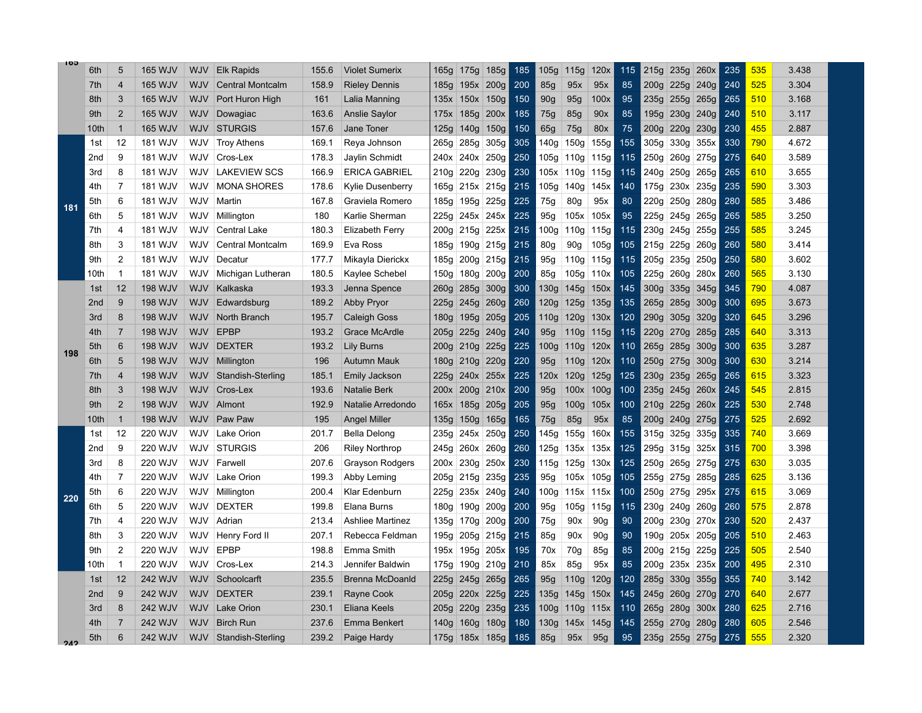| | | | | | | | | | | | | | | | | | | | | | | |
|---|---|---|---|---|---|---|---|---|---|---|---|---|---|---|---|---|---|---|---|---|---|---|
| 165 | 6th | 5 | 165 WJV | WJV | Elk Rapids | 155.6 | Violet Sumerix | 165g | 175g | 185g | 185 | 105g | 115g | 120x | 115 | 215g | 235g | 260x | 235 | 535 | 3.438 |
| | 7th | 4 | 165 WJV | WJV | Central Montcalm | 158.9 | Rieley Dennis | 185g | 195x | 200g | 200 | 85g | 95x | 95x | 85 | 200g | 225g | 240g | 240 | 525 | 3.304 |
| | 8th | 3 | 165 WJV | WJV | Port Huron High | 161 | Lalia Manning | 135x | 150x | 150g | 150 | 90g | 95g | 100x | 95 | 235g | 255g | 265g | 265 | 510 | 3.168 |
| | 9th | 2 | 165 WJV | WJV | Dowagiac | 163.6 | Anslie Saylor | 175x | 185g | 200x | 185 | 75g | 85g | 90x | 85 | 195g | 230g | 240g | 240 | 510 | 3.117 |
| | 10th | 1 | 165 WJV | WJV | STURGIS | 157.6 | Jane Toner | 125g | 140g | 150g | 150 | 65g | 75g | 80x | 75 | 200g | 220g | 230g | 230 | 455 | 2.887 |
| 181 | 1st | 12 | 181 WJV | WJV | Troy Athens | 169.1 | Reya Johnson | 265g | 285g | 305g | 305 | 140g | 150g | 155g | 155 | 305g | 330g | 355x | 330 | 790 | 4.672 |
| | 2nd | 9 | 181 WJV | WJV | Cros-Lex | 178.3 | Jaylin Schmidt | 240x | 240x | 250g | 250 | 105g | 110g | 115g | 115 | 250g | 260g | 275g | 275 | 640 | 3.589 |
| | 3rd | 8 | 181 WJV | WJV | LAKEVIEW SCS | 166.9 | ERICA GABRIEL | 210g | 220g | 230g | 230 | 105x | 110g | 115g | 115 | 240g | 250g | 265g | 265 | 610 | 3.655 |
| | 4th | 7 | 181 WJV | WJV | MONA SHORES | 178.6 | Kylie Dusenberry | 165g | 215x | 215g | 215 | 105g | 140g | 145x | 140 | 175g | 230x | 235g | 235 | 590 | 3.303 |
| | 5th | 6 | 181 WJV | WJV | Martin | 167.8 | Graviela Romero | 185g | 195g | 225g | 225 | 75g | 80g | 95x | 80 | 220g | 250g | 280g | 280 | 585 | 3.486 |
| | 6th | 5 | 181 WJV | WJV | Millington | 180 | Karlie Sherman | 225g | 245x | 245x | 225 | 95g | 105x | 105x | 95 | 225g | 245g | 265g | 265 | 585 | 3.250 |
| | 7th | 4 | 181 WJV | WJV | Central Lake | 180.3 | Elizabeth Ferry | 200g | 215g | 225x | 215 | 100g | 110g | 115g | 115 | 230g | 245g | 255g | 255 | 585 | 3.245 |
| | 8th | 3 | 181 WJV | WJV | Central Montcalm | 169.9 | Eva Ross | 185g | 190g | 215g | 215 | 80g | 90g | 105g | 105 | 215g | 225g | 260g | 260 | 580 | 3.414 |
| | 9th | 2 | 181 WJV | WJV | Decatur | 177.7 | Mikayla Dierickx | 185g | 200g | 215g | 215 | 95g | 110g | 115g | 115 | 205g | 235g | 250g | 250 | 580 | 3.602 |
| | 10th | 1 | 181 WJV | WJV | Michigan Lutheran | 180.5 | Kaylee Schebel | 150g | 180g | 200g | 200 | 85g | 105g | 110x | 105 | 225g | 260g | 280x | 260 | 565 | 3.130 |
| 198 | 1st | 12 | 198 WJV | WJV | Kalkaska | 193.3 | Jenna Spence | 260g | 285g | 300g | 300 | 130g | 145g | 150x | 145 | 300g | 335g | 345g | 345 | 790 | 4.087 |
| | 2nd | 9 | 198 WJV | WJV | Edwardsburg | 189.2 | Abby Pryor | 225g | 245g | 260g | 260 | 120g | 125g | 135g | 135 | 265g | 285g | 300g | 300 | 695 | 3.673 |
| | 3rd | 8 | 198 WJV | WJV | North Branch | 195.7 | Caleigh Goss | 180g | 195g | 205g | 205 | 110g | 120g | 130x | 120 | 290g | 305g | 320g | 320 | 645 | 3.296 |
| | 4th | 7 | 198 WJV | WJV | EPBP | 193.2 | Grace McArdle | 205g | 225g | 240g | 240 | 95g | 110g | 115g | 115 | 220g | 270g | 285g | 285 | 640 | 3.313 |
| | 5th | 6 | 198 WJV | WJV | DEXTER | 193.2 | Lily Burns | 200g | 210g | 225g | 225 | 100g | 110g | 120x | 110 | 265g | 285g | 300g | 300 | 635 | 3.287 |
| | 6th | 5 | 198 WJV | WJV | Millington | 196 | Autumn Mauk | 180g | 210g | 220g | 220 | 95g | 110g | 120x | 110 | 250g | 275g | 300g | 300 | 630 | 3.214 |
| | 7th | 4 | 198 WJV | WJV | Standish-Sterling | 185.1 | Emily Jackson | 225g | 240x | 255x | 225 | 120x | 120g | 125g | 125 | 230g | 235g | 265g | 265 | 615 | 3.323 |
| | 8th | 3 | 198 WJV | WJV | Cros-Lex | 193.6 | Natalie Berk | 200x | 200g | 210x | 200 | 95g | 100x | 100g | 100 | 235g | 245g | 260x | 245 | 545 | 2.815 |
| | 9th | 2 | 198 WJV | WJV | Almont | 192.9 | Natalie Arredondo | 165x | 185g | 205g | 205 | 95g | 100g | 105x | 100 | 210g | 225g | 260x | 225 | 530 | 2.748 |
| | 10th | 1 | 198 WJV | WJV | Paw Paw | 195 | Angel Miller | 135g | 150g | 165g | 165 | 75g | 85g | 95x | 85 | 200g | 240g | 275g | 275 | 525 | 2.692 |
| 220 | 1st | 12 | 220 WJV | WJV | Lake Orion | 201.7 | Bella Delong | 235g | 245x | 250g | 250 | 145g | 155g | 160x | 155 | 315g | 325g | 335g | 335 | 740 | 3.669 |
| | 2nd | 9 | 220 WJV | WJV | STURGIS | 206 | Riley Northrop | 245g | 260x | 260g | 260 | 125g | 135x | 135x | 125 | 295g | 315g | 325x | 315 | 700 | 3.398 |
| | 3rd | 8 | 220 WJV | WJV | Farwell | 207.6 | Grayson Rodgers | 200x | 230g | 250x | 230 | 115g | 125g | 130x | 125 | 250g | 265g | 275g | 275 | 630 | 3.035 |
| | 4th | 7 | 220 WJV | WJV | Lake Orion | 199.3 | Abby Leming | 205g | 215g | 235g | 235 | 95g | 105x | 105g | 105 | 255g | 275g | 285g | 285 | 625 | 3.136 |
| | 5th | 6 | 220 WJV | WJV | Millington | 200.4 | Klar Edenburn | 225g | 235x | 240g | 240 | 100g | 115x | 115x | 100 | 250g | 275g | 295x | 275 | 615 | 3.069 |
| | 6th | 5 | 220 WJV | WJV | DEXTER | 199.8 | Elana Burns | 180g | 190g | 200g | 200 | 95g | 105g | 115g | 115 | 230g | 240g | 260g | 260 | 575 | 2.878 |
| | 7th | 4 | 220 WJV | WJV | Adrian | 213.4 | Ashliee Martinez | 135g | 170g | 200g | 200 | 75g | 90x | 90g | 90 | 200g | 230g | 270x | 230 | 520 | 2.437 |
| | 8th | 3 | 220 WJV | WJV | Henry Ford II | 207.1 | Rebecca Feldman | 195g | 205g | 215g | 215 | 85g | 90x | 90g | 90 | 190g | 205x | 205g | 205 | 510 | 2.463 |
| | 9th | 2 | 220 WJV | WJV | EPBP | 198.8 | Emma Smith | 195x | 195g | 205x | 195 | 70x | 70g | 85g | 85 | 200g | 215g | 225g | 225 | 505 | 2.540 |
| | 10th | 1 | 220 WJV | WJV | Cros-Lex | 214.3 | Jennifer Baldwin | 175g | 190g | 210g | 210 | 85x | 85g | 95x | 85 | 200g | 235x | 235x | 200 | 495 | 2.310 |
| 242 | 1st | 12 | 242 WJV | WJV | Schoolcarft | 235.5 | Brenna McDoanld | 225g | 245g | 265g | 265 | 95g | 110g | 120g | 120 | 285g | 330g | 355g | 355 | 740 | 3.142 |
| | 2nd | 9 | 242 WJV | WJV | DEXTER | 239.1 | Rayne Cook | 205g | 220x | 225g | 225 | 135g | 145g | 150x | 145 | 245g | 260g | 270g | 270 | 640 | 2.677 |
| | 3rd | 8 | 242 WJV | WJV | Lake Orion | 230.1 | Eliana Keels | 205g | 220g | 235g | 235 | 100g | 110g | 115x | 110 | 265g | 280g | 300x | 280 | 625 | 2.716 |
| | 4th | 7 | 242 WJV | WJV | Birch Run | 237.6 | Emma Benkert | 140g | 160g | 180g | 180 | 130g | 145x | 145g | 145 | 255g | 270g | 280g | 280 | 605 | 2.546 |
| | 5th | 6 | 242 WJV | WJV | Standish-Sterling | 239.2 | Paige Hardy | 175g | 185x | 185g | 185 | 85g | 95x | 95g | 95 | 235g | 255g | 275g | 275 | 555 | 2.320 |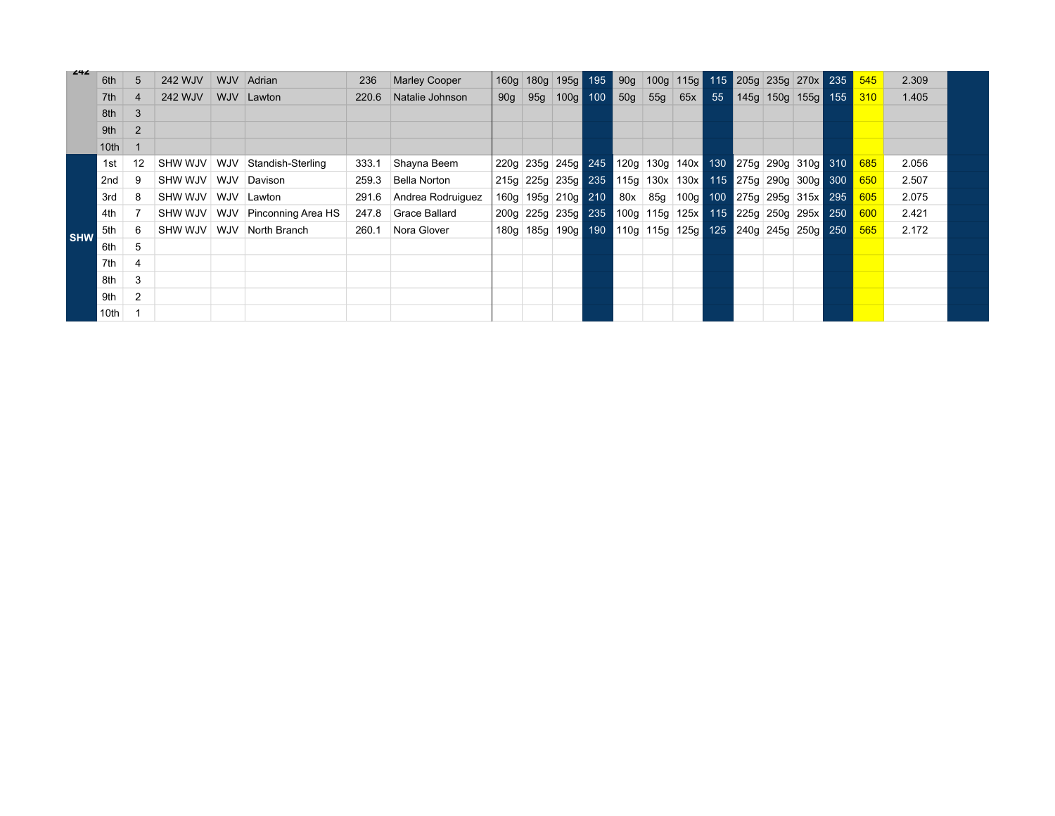| | | | | | | | | | | | | | | | | | | | | | | | |
|---|---|---|---|---|---|---|---|---|---|---|---|---|---|---|---|---|---|---|---|---|---|---|---|
| 242 | 6th | 5 | 242 WJV | WJV | Adrian | 236 | Marley Cooper | 160g | 180g | 195g | 195 | 90g | 100g | 115g | 115 | 205g | 235g | 270x | 235 | 545 | 2.309 | |
| | 7th | 4 | 242 WJV | WJV | Lawton | 220.6 | Natalie Johnson | 90g | 95g | 100g | 100 | 50g | 55g | 65x | 55 | 145g | 150g | 155g | 155 | 310 | 1.405 | |
| | 8th | 3 | | | | | | | | | | | | | | | | | | | | |
| | 9th | 2 | | | | | | | | | | | | | | | | | | | | |
| | 10th | 1 | | | | | | | | | | | | | | | | | | | | |
| SHW | 1st | 12 | SHW WJV | WJV | Standish-Sterling | 333.1 | Shayna Beem | 220g | 235g | 245g | 245 | 120g | 130g | 140x | 130 | 275g | 290g | 310g | 310 | 685 | 2.056 | |
| | 2nd | 9 | SHW WJV | WJV | Davison | 259.3 | Bella Norton | 215g | 225g | 235g | 235 | 115g | 130x | 130x | 115 | 275g | 290g | 300g | 300 | 650 | 2.507 | |
| | 3rd | 8 | SHW WJV | WJV | Lawton | 291.6 | Andrea Rodruiguez | 160g | 195g | 210g | 210 | 80x | 85g | 100g | 100 | 275g | 295g | 315x | 295 | 605 | 2.075 | |
| | 4th | 7 | SHW WJV | WJV | Pinconning Area HS | 247.8 | Grace Ballard | 200g | 225g | 235g | 235 | 100g | 115g | 125x | 115 | 225g | 250g | 295x | 250 | 600 | 2.421 | |
| | 5th | 6 | SHW WJV | WJV | North Branch | 260.1 | Nora Glover | 180g | 185g | 190g | 190 | 110g | 115g | 125g | 125 | 240g | 245g | 250g | 250 | 565 | 2.172 | |
| | 6th | 5 | | | | | | | | | | | | | | | | | | | | |
| | 7th | 4 | | | | | | | | | | | | | | | | | | | | |
| | 8th | 3 | | | | | | | | | | | | | | | | | | | | |
| | 9th | 2 | | | | | | | | | | | | | | | | | | | | |
| | 10th | 1 | | | | | | | | | | | | | | | | | | | | |